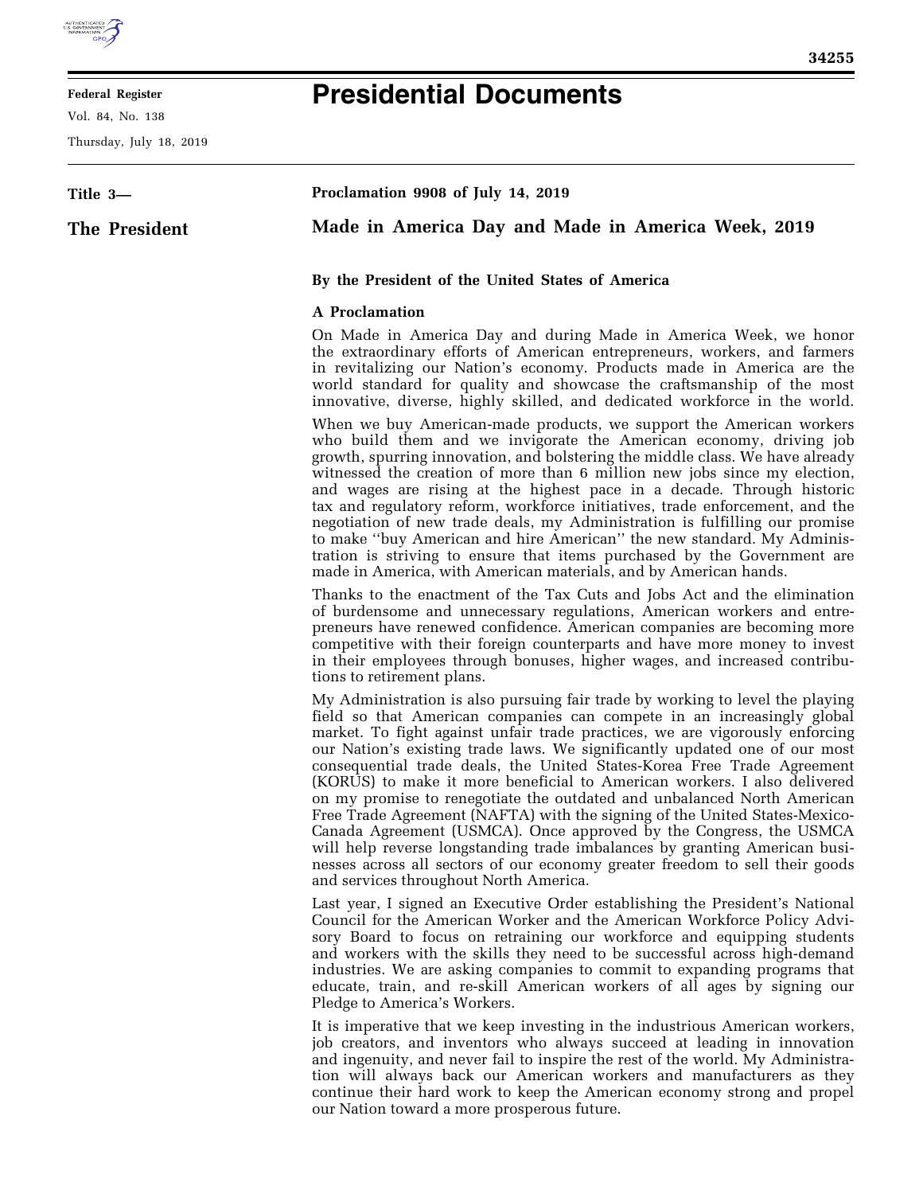**Title 3—**

**The President**

**Proclamation 9908 of July 14, 2019**

# Made in America Day and Made in America Week, 2019

**By the President of the United States of America**

**A Proclamation**

On Made in America Day and during Made in America Week, we honor the extraordinary efforts of American entrepreneurs, workers, and farmers in revitalizing our Nation's economy. Products made in America are the world standard for quality and showcase the craftsmanship of the most innovative, diverse, highly skilled, and dedicated workforce in the world.

When we buy American-made products, we support the American workers who build them and we invigorate the American economy, driving job growth, spurring innovation, and bolstering the middle class. We have already witnessed the creation of more than 6 million new jobs since my election, and wages are rising at the highest pace in a decade. Through historic tax and regulatory reform, workforce initiatives, trade enforcement, and the negotiation of new trade deals, my Administration is fulfilling our promise to make "buy American and hire American" the new standard. My Administration is striving to ensure that items purchased by the Government are made in America, with American materials, and by American hands.

Thanks to the enactment of the Tax Cuts and Jobs Act and the elimination of burdensome and unnecessary regulations, American workers and entrepreneurs have renewed confidence. American companies are becoming more competitive with their foreign counterparts and have more money to invest in their employees through bonuses, higher wages, and increased contributions to retirement plans.

My Administration is also pursuing fair trade by working to level the playing field so that American companies can compete in an increasingly global market. To fight against unfair trade practices, we are vigorously enforcing our Nation's existing trade laws. We significantly updated one of our most consequential trade deals, the United States-Korea Free Trade Agreement (KORUS) to make it more beneficial to American workers. I also delivered on my promise to renegotiate the outdated and unbalanced North American Free Trade Agreement (NAFTA) with the signing of the United States-Mexico-Canada Agreement (USMCA). Once approved by the Congress, the USMCA will help reverse longstanding trade imbalances by granting American businesses across all sectors of our economy greater freedom to sell their goods and services throughout North America.

Last year, I signed an Executive Order establishing the President's National Council for the American Worker and the American Workforce Policy Advisory Board to focus on retraining our workforce and equipping students and workers with the skills they need to be successful across high-demand industries. We are asking companies to commit to expanding programs that educate, train, and re-skill American workers of all ages by signing our Pledge to America's Workers.

It is imperative that we keep investing in the industrious American workers, job creators, and inventors who always succeed at leading in innovation and ingenuity, and never fail to inspire the rest of the world. My Administration will always back our American workers and manufacturers as they continue their hard work to keep the American economy strong and propel our Nation toward a more prosperous future.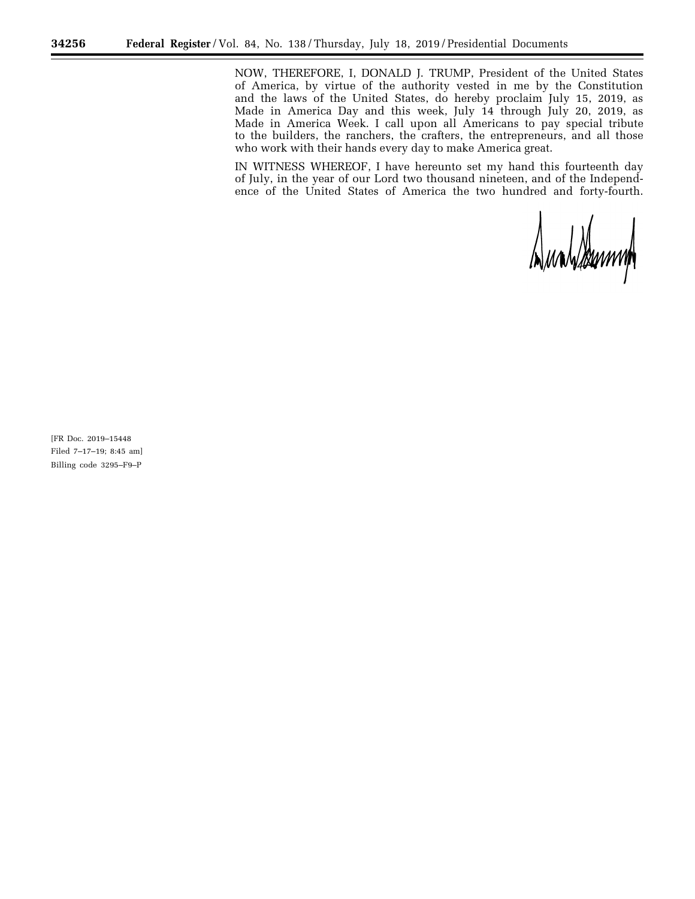NOW, THEREFORE, I, DONALD J. TRUMP, President of the United States of America, by virtue of the authority vested in me by the Constitution and the laws of the United States, do hereby proclaim July 15, 2019, as Made in America Day and this week, July 14 through July 20, 2019, as Made in America Week. I call upon all Americans to pay special tribute to the builders, the ranchers, the crafters, the entrepreneurs, and all those who work with their hands every day to make America great.

IN WITNESS WHEREOF, I have hereunto set my hand this fourteenth day of July, in the year of our Lord two thousand nineteen, and of the Independence of the United States of America the two hundred and forty-fourth.

[FR Doc. 2019–15448
Filed 7–17–19; 8:45 am]
Billing code 3295–F9–P